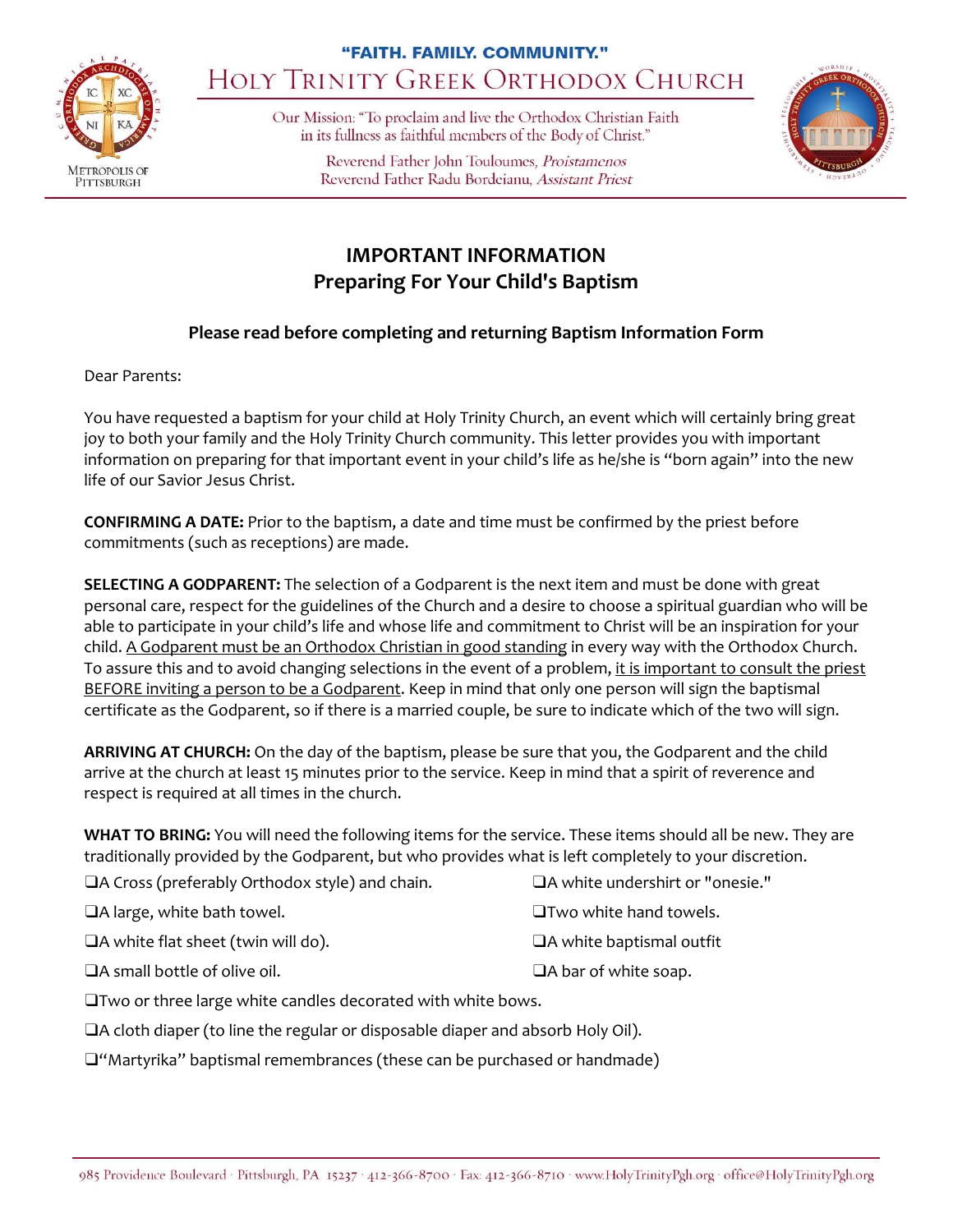"FAITH. FAMILY. COMMUNITY."

HOLY TRINITY GREEK ORTHODOX CHURCH

Our Mission: "To proclaim and live the Orthodox Christian Faith in its fullness as faithful members of the Body of Christ."

Reverend Father John Touloumes, *Proistamenos*
Reverend Father Radu Bordeianu, *Assistant Priest*

# IMPORTANT INFORMATION
# Preparing For Your Child's Baptism

**Please read before completing and returning Baptism Information Form**

Dear Parents:

You have requested a baptism for your child at Holy Trinity Church, an event which will certainly bring great joy to both your family and the Holy Trinity Church community. This letter provides you with important information on preparing for that important event in your child's life as he/she is "born again" into the new life of our Savior Jesus Christ.

**CONFIRMING A DATE:** Prior to the baptism, a date and time must be confirmed by the priest before commitments (such as receptions) are made.

**SELECTING A GODPARENT:** The selection of a Godparent is the next item and must be done with great personal care, respect for the guidelines of the Church and a desire to choose a spiritual guardian who will be able to participate in your child's life and whose life and commitment to Christ will be an inspiration for your child. <u>A Godparent must be an Orthodox Christian in good standing</u> in every way with the Orthodox Church. To assure this and to avoid changing selections in the event of a problem, <u>it is important to consult the priest BEFORE inviting a person to be a Godparent</u>. Keep in mind that only one person will sign the baptismal certificate as the Godparent, so if there is a married couple, be sure to indicate which of the two will sign.

**ARRIVING AT CHURCH:** On the day of the baptism, please be sure that you, the Godparent and the child arrive at the church at least 15 minutes prior to the service. Keep in mind that a spirit of reverence and respect is required at all times in the church.

**WHAT TO BRING:** You will need the following items for the service. These items should all be new. They are traditionally provided by the Godparent, but who provides what is left completely to your discretion.

- ❑ A Cross (preferably Orthodox style) and chain.
- ❑ A white undershirt or "onesie."
- ❑ A large, white bath towel.
- ❑ Two white hand towels.
- ❑ A white flat sheet (twin will do).
- ❑ A white baptismal outfit
- ❑ A small bottle of olive oil.
- ❑ A bar of white soap.
- ❑ Two or three large white candles decorated with white bows.
- ❑ A cloth diaper (to line the regular or disposable diaper and absorb Holy Oil).
- ❑ "Martyrika" baptismal remembrances (these can be purchased or handmade)

985 Providence Boulevard · Pittsburgh, PA 15237 · 412-366-8700 · Fax: 412-366-8710 · www.HolyTrinityPgh.org · office@HolyTrinityPgh.org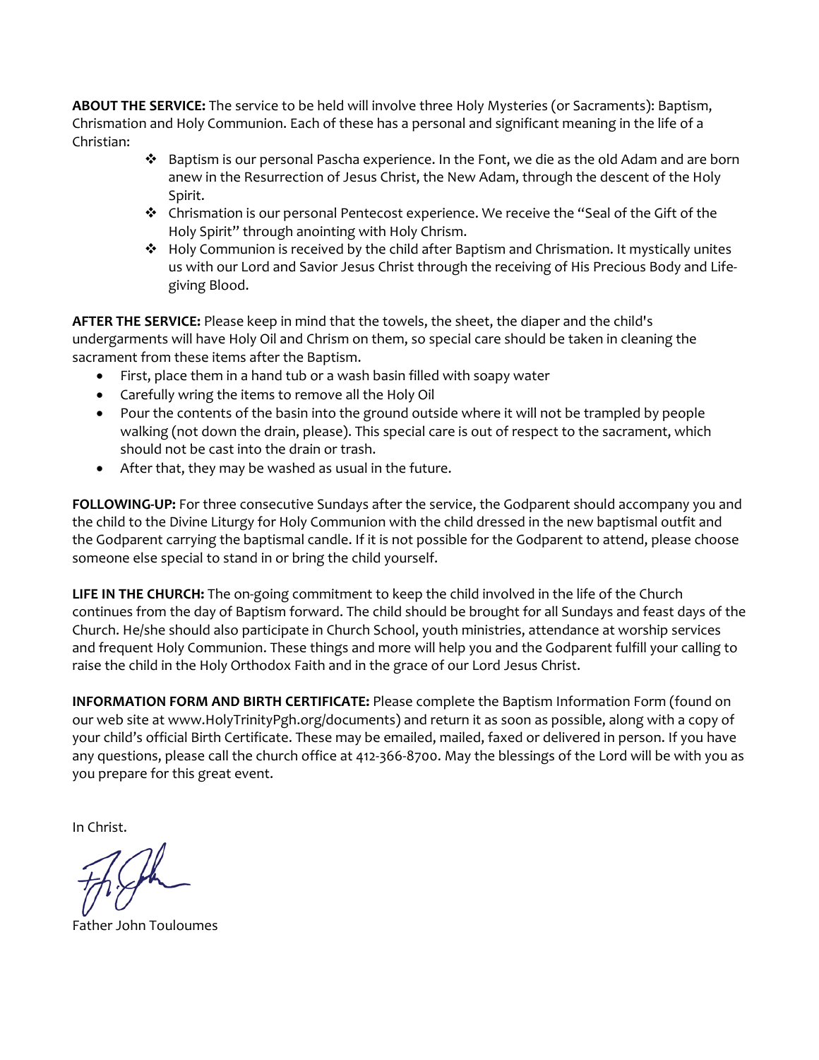**ABOUT THE SERVICE:** The service to be held will involve three Holy Mysteries (or Sacraments): Baptism, Chrismation and Holy Communion. Each of these has a personal and significant meaning in the life of a Christian:

- Baptism is our personal Pascha experience. In the Font, we die as the old Adam and are born anew in the Resurrection of Jesus Christ, the New Adam, through the descent of the Holy Spirit.
- Chrismation is our personal Pentecost experience. We receive the "Seal of the Gift of the Holy Spirit" through anointing with Holy Chrism.
- Holy Communion is received by the child after Baptism and Chrismation. It mystically unites us with our Lord and Savior Jesus Christ through the receiving of His Precious Body and Life-giving Blood.

**AFTER THE SERVICE:** Please keep in mind that the towels, the sheet, the diaper and the child's undergarments will have Holy Oil and Chrism on them, so special care should be taken in cleaning the sacrament from these items after the Baptism.

- First, place them in a hand tub or a wash basin filled with soapy water
- Carefully wring the items to remove all the Holy Oil
- Pour the contents of the basin into the ground outside where it will not be trampled by people walking (not down the drain, please). This special care is out of respect to the sacrament, which should not be cast into the drain or trash.
- After that, they may be washed as usual in the future.

**FOLLOWING-UP:** For three consecutive Sundays after the service, the Godparent should accompany you and the child to the Divine Liturgy for Holy Communion with the child dressed in the new baptismal outfit and the Godparent carrying the baptismal candle. If it is not possible for the Godparent to attend, please choose someone else special to stand in or bring the child yourself.

**LIFE IN THE CHURCH:** The on-going commitment to keep the child involved in the life of the Church continues from the day of Baptism forward. The child should be brought for all Sundays and feast days of the Church. He/she should also participate in Church School, youth ministries, attendance at worship services and frequent Holy Communion. These things and more will help you and the Godparent fulfill your calling to raise the child in the Holy Orthodox Faith and in the grace of our Lord Jesus Christ.

**INFORMATION FORM AND BIRTH CERTIFICATE:** Please complete the Baptism Information Form (found on our web site at www.HolyTrinityPgh.org/documents) and return it as soon as possible, along with a copy of your child's official Birth Certificate. These may be emailed, mailed, faxed or delivered in person. If you have any questions, please call the church office at 412-366-8700. May the blessings of the Lord will be with you as you prepare for this great event.

In Christ.

Father John Touloumes